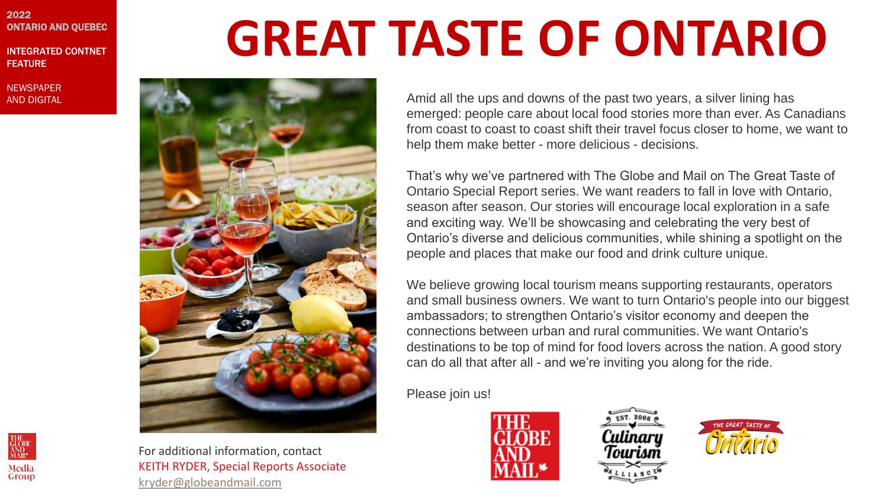2022
ONTARIO AND QUEBEC

INTEGRATED CONTNET FEATURE

NEWSPAPER AND DIGITAL

# GREAT TASTE OF ONTARIO

Amid all the ups and downs of the past two years, a silver lining has emerged: people care about local food stories more than ever. As Canadians from coast to coast to coast shift their travel focus closer to home, we want to help them make better - more delicious - decisions.

That's why we've partnered with The Globe and Mail on The Great Taste of Ontario Special Report series. We want readers to fall in love with Ontario, season after season. Our stories will encourage local exploration in a safe and exciting way. We'll be showcasing and celebrating the very best of Ontario's diverse and delicious communities, while shining a spotlight on the people and places that make our food and drink culture unique.

We believe growing local tourism means supporting restaurants, operators and small business owners. We want to turn Ontario's people into our biggest ambassadors; to strengthen Ontario's visitor economy and deepen the connections between urban and rural communities. We want Ontario's destinations to be top of mind for food lovers across the nation. A good story can do all that after all - and we're inviting you along for the ride.

Please join us!

For additional information, contact
KEITH RYDER, Special Reports Associate
kryder@globeandmail.com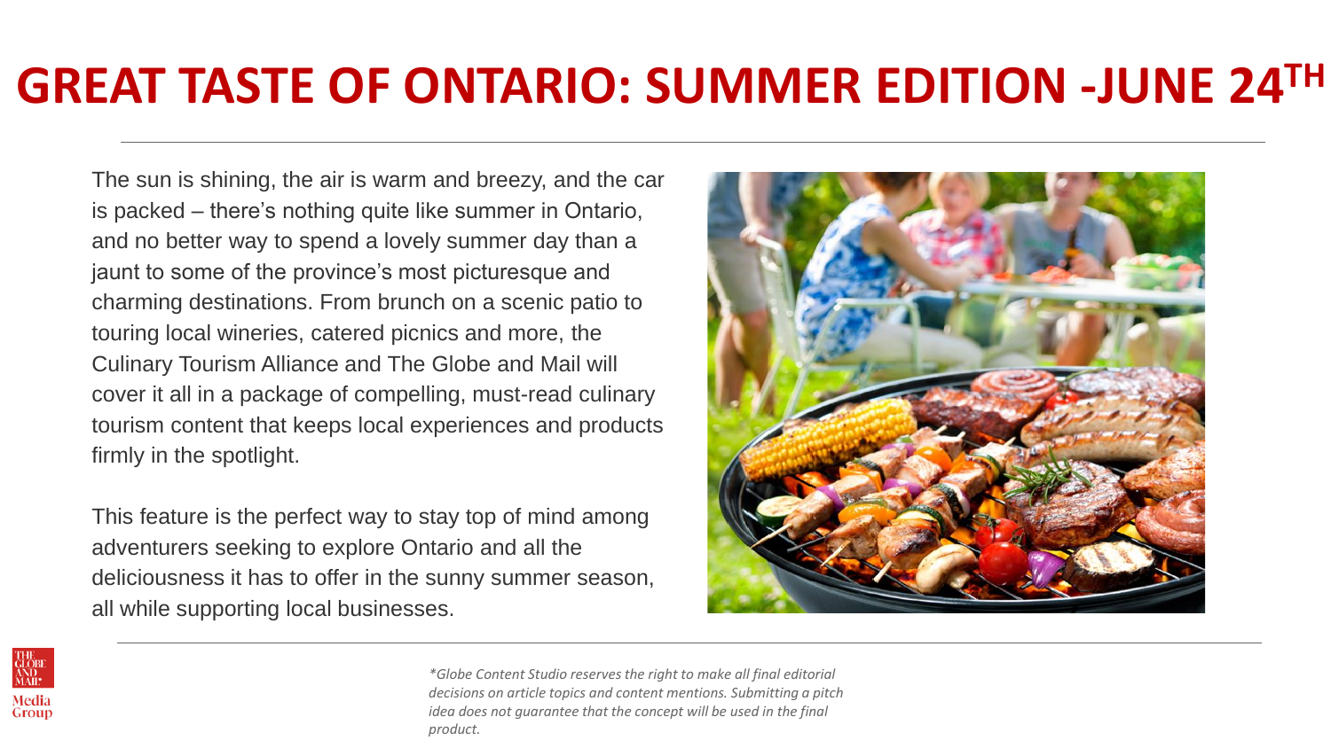# GREAT TASTE OF ONTARIO: SUMMER EDITION -JUNE 24TH

The sun is shining, the air is warm and breezy, and the car is packed – there's nothing quite like summer in Ontario, and no better way to spend a lovely summer day than a jaunt to some of the province's most picturesque and charming destinations. From brunch on a scenic patio to touring local wineries, catered picnics and more, the Culinary Tourism Alliance and The Globe and Mail will cover it all in a package of compelling, must-read culinary tourism content that keeps local experiences and products firmly in the spotlight.

This feature is the perfect way to stay top of mind among adventurers seeking to explore Ontario and all the deliciousness it has to offer in the sunny summer season, all while supporting local businesses.

*\*Globe Content Studio reserves the right to make all final editorial decisions on article topics and content mentions. Submitting a pitch idea does not guarantee that the concept will be used in the final product.*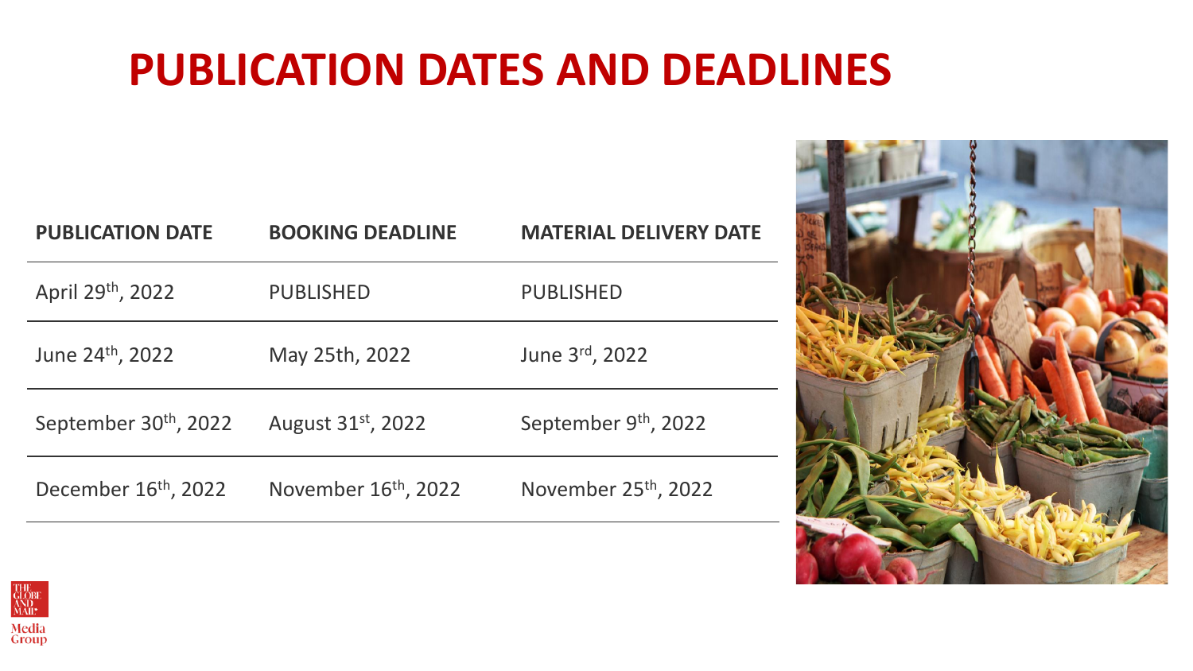# PUBLICATION DATES AND DEADLINES

| PUBLICATION DATE | BOOKING DEADLINE | MATERIAL DELIVERY DATE |
|---|---|---|
| April 29th, 2022 | PUBLISHED | PUBLISHED |
| June 24th, 2022 | May 25th, 2022 | June 3rd, 2022 |
| September 30th, 2022 | August 31st, 2022 | September 9th, 2022 |
| December 16th, 2022 | November 16th, 2022 | November 25th, 2022 |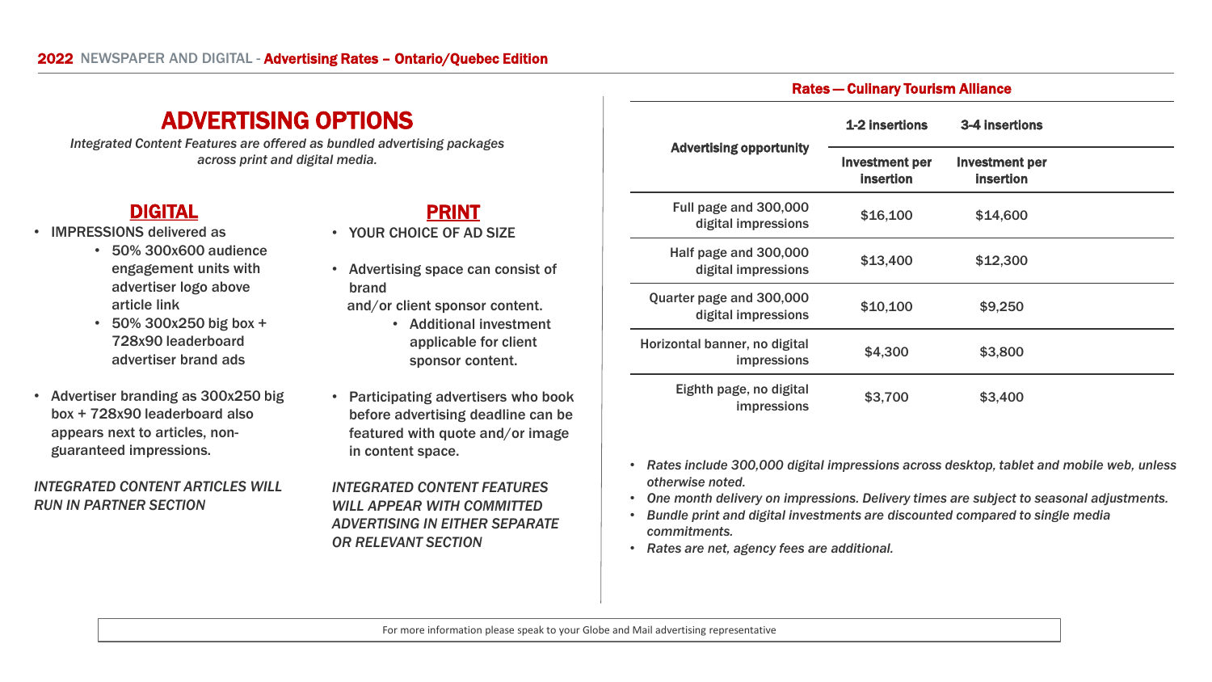**2022** NEWSPAPER AND DIGITAL - **Advertising Rates – Ontario/Quebec Edition**

# ADVERTISING OPTIONS

*Integrated Content Features are offered as bundled advertising packages across print and digital media.*

## DIGITAL

- IMPRESSIONS delivered as
  - 50% 300x600 audience engagement units with advertiser logo above article link
  - 50% 300x250 big box + 728x90 leaderboard advertiser brand ads
- Advertiser branding as 300x250 big box + 728x90 leaderboard also appears next to articles, non-guaranteed impressions.

*INTEGRATED CONTENT ARTICLES WILL RUN IN PARTNER SECTION*

## PRINT

- YOUR CHOICE OF AD SIZE
- Advertising space can consist of brand and/or client sponsor content.
  - Additional investment applicable for client sponsor content.
- Participating advertisers who book before advertising deadline can be featured with quote and/or image in content space.

*INTEGRATED CONTENT FEATURES WILL APPEAR WITH COMMITTED ADVERTISING IN EITHER SEPARATE OR RELEVANT SECTION*

### Rates — Culinary Tourism Alliance

| Advertising opportunity | 1-2 insertions | 3-4 insertions |
|---|---|---|
| | Investment per insertion | Investment per insertion |
| Full page and 300,000 digital impressions | $16,100 | $14,600 |
| Half page and 300,000 digital impressions | $13,400 | $12,300 |
| Quarter page and 300,000 digital impressions | $10,100 | $9,250 |
| Horizontal banner, no digital impressions | $4,300 | $3,800 |
| Eighth page, no digital impressions | $3,700 | $3,400 |

- *Rates include 300,000 digital impressions across desktop, tablet and mobile web, unless otherwise noted.*
- *One month delivery on impressions. Delivery times are subject to seasonal adjustments.*
- *Bundle print and digital investments are discounted compared to single media commitments.*
- *Rates are net, agency fees are additional.*

For more information please speak to your Globe and Mail advertising representative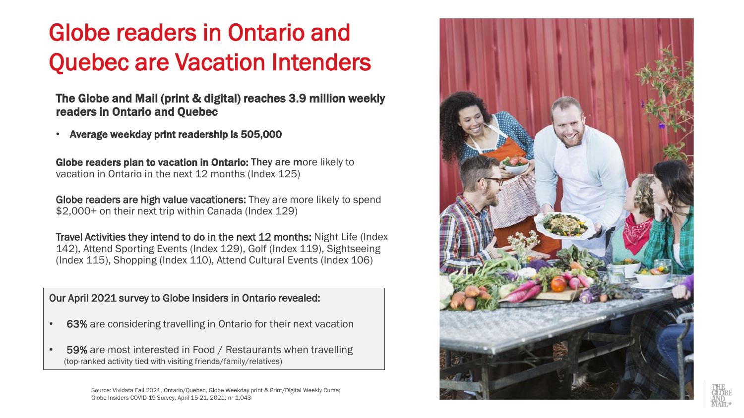# Globe readers in Ontario and Quebec are Vacation Intenders

**The Globe and Mail (print & digital) reaches 3.9 million weekly readers in Ontario and Quebec**

- **Average weekday print readership is 505,000**

**Globe readers plan to vacation in Ontario:** They are more likely to vacation in Ontario in the next 12 months (Index 125)

**Globe readers are high value vacationers:** They are more likely to spend $2,000+ on their next trip within Canada (Index 129)

**Travel Activities they intend to do in the next 12 months:** Night Life (Index 142), Attend Sporting Events (Index 129), Golf (Index 119), Sightseeing (Index 115), Shopping (Index 110), Attend Cultural Events (Index 106)

**Our April 2021 survey to Globe Insiders in Ontario revealed:**

- **63%** are considering travelling in Ontario for their next vacation
- **59%** are most interested in Food / Restaurants when travelling (top-ranked activity tied with visiting friends/family/relatives)

Source: Vividata Fall 2021, Ontario/Quebec, Globe Weekday print & Print/Digital Weekly Cume; Globe Insiders COVID-19 Survey, April 15-21, 2021, n=1,043